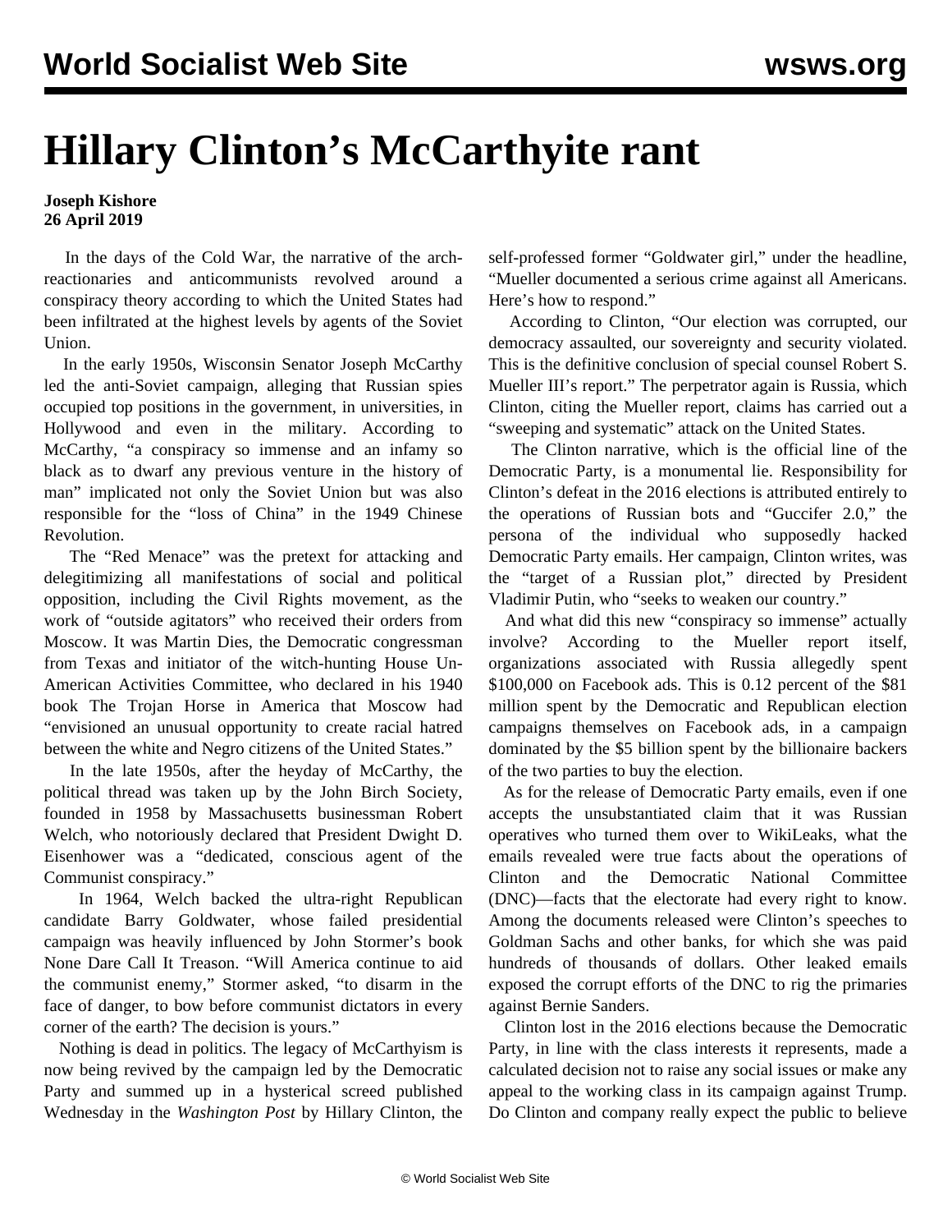# Hillary Clinton's McCarthyite rant

**Joseph Kishore**
**26 April 2019**

In the days of the Cold War, the narrative of the arch-reactionaries and anticommunists revolved around a conspiracy theory according to which the United States had been infiltrated at the highest levels by agents of the Soviet Union.

In the early 1950s, Wisconsin Senator Joseph McCarthy led the anti-Soviet campaign, alleging that Russian spies occupied top positions in the government, in universities, in Hollywood and even in the military. According to McCarthy, "a conspiracy so immense and an infamy so black as to dwarf any previous venture in the history of man" implicated not only the Soviet Union but was also responsible for the "loss of China" in the 1949 Chinese Revolution.

The "Red Menace" was the pretext for attacking and delegitimizing all manifestations of social and political opposition, including the Civil Rights movement, as the work of "outside agitators" who received their orders from Moscow. It was Martin Dies, the Democratic congressman from Texas and initiator of the witch-hunting House Un-American Activities Committee, who declared in his 1940 book The Trojan Horse in America that Moscow had "envisioned an unusual opportunity to create racial hatred between the white and Negro citizens of the United States."

In the late 1950s, after the heyday of McCarthy, the political thread was taken up by the John Birch Society, founded in 1958 by Massachusetts businessman Robert Welch, who notoriously declared that President Dwight D. Eisenhower was a "dedicated, conscious agent of the Communist conspiracy."

In 1964, Welch backed the ultra-right Republican candidate Barry Goldwater, whose failed presidential campaign was heavily influenced by John Stormer's book None Dare Call It Treason. "Will America continue to aid the communist enemy," Stormer asked, "to disarm in the face of danger, to bow before communist dictators in every corner of the earth? The decision is yours."

Nothing is dead in politics. The legacy of McCarthyism is now being revived by the campaign led by the Democratic Party and summed up in a hysterical screed published Wednesday in the *Washington Post* by Hillary Clinton, the self-professed former "Goldwater girl," under the headline, "Mueller documented a serious crime against all Americans. Here's how to respond."

According to Clinton, "Our election was corrupted, our democracy assaulted, our sovereignty and security violated. This is the definitive conclusion of special counsel Robert S. Mueller III's report." The perpetrator again is Russia, which Clinton, citing the Mueller report, claims has carried out a "sweeping and systematic" attack on the United States.

The Clinton narrative, which is the official line of the Democratic Party, is a monumental lie. Responsibility for Clinton's defeat in the 2016 elections is attributed entirely to the operations of Russian bots and "Guccifer 2.0," the persona of the individual who supposedly hacked Democratic Party emails. Her campaign, Clinton writes, was the "target of a Russian plot," directed by President Vladimir Putin, who "seeks to weaken our country."

And what did this new "conspiracy so immense" actually involve? According to the Mueller report itself, organizations associated with Russia allegedly spent $100,000 on Facebook ads. This is 0.12 percent of the $81 million spent by the Democratic and Republican election campaigns themselves on Facebook ads, in a campaign dominated by the $5 billion spent by the billionaire backers of the two parties to buy the election.

As for the release of Democratic Party emails, even if one accepts the unsubstantiated claim that it was Russian operatives who turned them over to WikiLeaks, what the emails revealed were true facts about the operations of Clinton and the Democratic National Committee (DNC)—facts that the electorate had every right to know. Among the documents released were Clinton's speeches to Goldman Sachs and other banks, for which she was paid hundreds of thousands of dollars. Other leaked emails exposed the corrupt efforts of the DNC to rig the primaries against Bernie Sanders.

Clinton lost in the 2016 elections because the Democratic Party, in line with the class interests it represents, made a calculated decision not to raise any social issues or make any appeal to the working class in its campaign against Trump. Do Clinton and company really expect the public to believe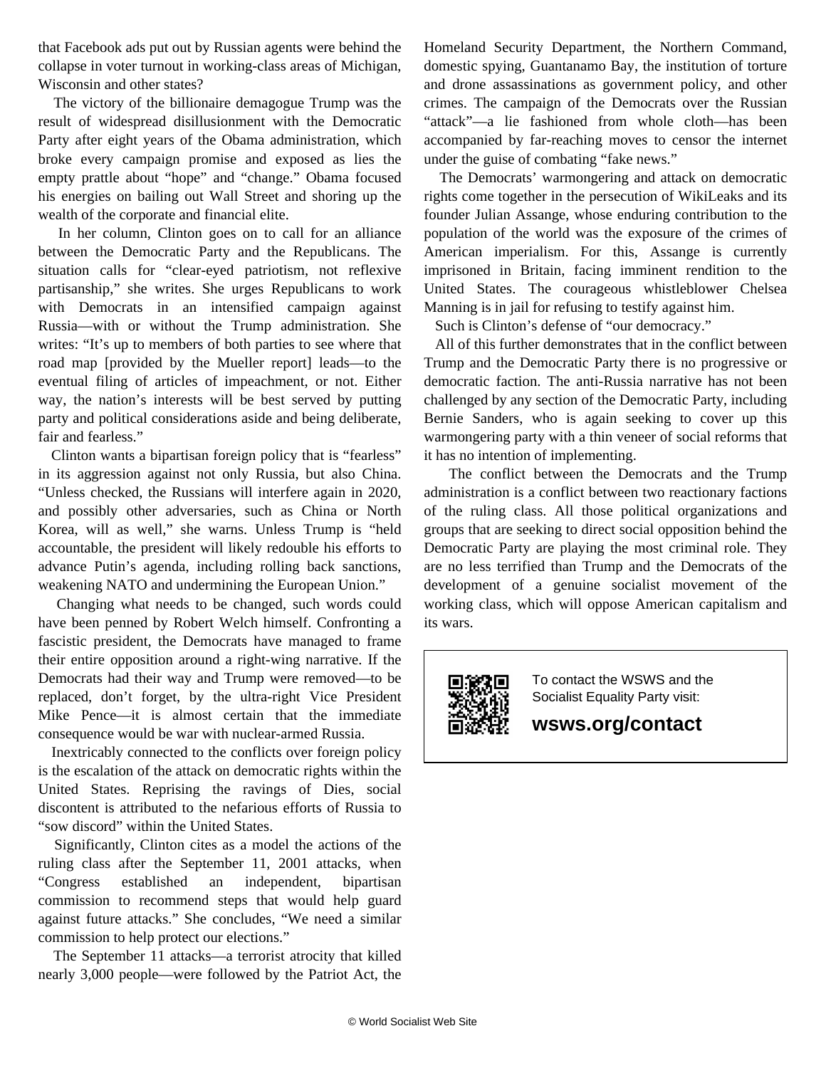that Facebook ads put out by Russian agents were behind the collapse in voter turnout in working-class areas of Michigan, Wisconsin and other states?

The victory of the billionaire demagogue Trump was the result of widespread disillusionment with the Democratic Party after eight years of the Obama administration, which broke every campaign promise and exposed as lies the empty prattle about "hope" and "change." Obama focused his energies on bailing out Wall Street and shoring up the wealth of the corporate and financial elite.

In her column, Clinton goes on to call for an alliance between the Democratic Party and the Republicans. The situation calls for "clear-eyed patriotism, not reflexive partisanship," she writes. She urges Republicans to work with Democrats in an intensified campaign against Russia—with or without the Trump administration. She writes: "It's up to members of both parties to see where that road map [provided by the Mueller report] leads—to the eventual filing of articles of impeachment, or not. Either way, the nation's interests will be best served by putting party and political considerations aside and being deliberate, fair and fearless."

Clinton wants a bipartisan foreign policy that is "fearless" in its aggression against not only Russia, but also China. "Unless checked, the Russians will interfere again in 2020, and possibly other adversaries, such as China or North Korea, will as well," she warns. Unless Trump is "held accountable, the president will likely redouble his efforts to advance Putin's agenda, including rolling back sanctions, weakening NATO and undermining the European Union."

Changing what needs to be changed, such words could have been penned by Robert Welch himself. Confronting a fascistic president, the Democrats have managed to frame their entire opposition around a right-wing narrative. If the Democrats had their way and Trump were removed—to be replaced, don't forget, by the ultra-right Vice President Mike Pence—it is almost certain that the immediate consequence would be war with nuclear-armed Russia.

Inextricably connected to the conflicts over foreign policy is the escalation of the attack on democratic rights within the United States. Reprising the ravings of Dies, social discontent is attributed to the nefarious efforts of Russia to "sow discord" within the United States.

Significantly, Clinton cites as a model the actions of the ruling class after the September 11, 2001 attacks, when "Congress established an independent, bipartisan commission to recommend steps that would help guard against future attacks." She concludes, "We need a similar commission to help protect our elections."

The September 11 attacks—a terrorist atrocity that killed nearly 3,000 people—were followed by the Patriot Act, the Homeland Security Department, the Northern Command, domestic spying, Guantanamo Bay, the institution of torture and drone assassinations as government policy, and other crimes. The campaign of the Democrats over the Russian "attack"—a lie fashioned from whole cloth—has been accompanied by far-reaching moves to censor the internet under the guise of combating "fake news."

The Democrats' warmongering and attack on democratic rights come together in the persecution of WikiLeaks and its founder Julian Assange, whose enduring contribution to the population of the world was the exposure of the crimes of American imperialism. For this, Assange is currently imprisoned in Britain, facing imminent rendition to the United States. The courageous whistleblower Chelsea Manning is in jail for refusing to testify against him.

Such is Clinton's defense of "our democracy."

All of this further demonstrates that in the conflict between Trump and the Democratic Party there is no progressive or democratic faction. The anti-Russia narrative has not been challenged by any section of the Democratic Party, including Bernie Sanders, who is again seeking to cover up this warmongering party with a thin veneer of social reforms that it has no intention of implementing.

The conflict between the Democrats and the Trump administration is a conflict between two reactionary factions of the ruling class. All those political organizations and groups that are seeking to direct social opposition behind the Democratic Party are playing the most criminal role. They are no less terrified than Trump and the Democrats of the development of a genuine socialist movement of the working class, which will oppose American capitalism and its wars.

To contact the WSWS and the Socialist Equality Party visit:

**wsws.org/contact**